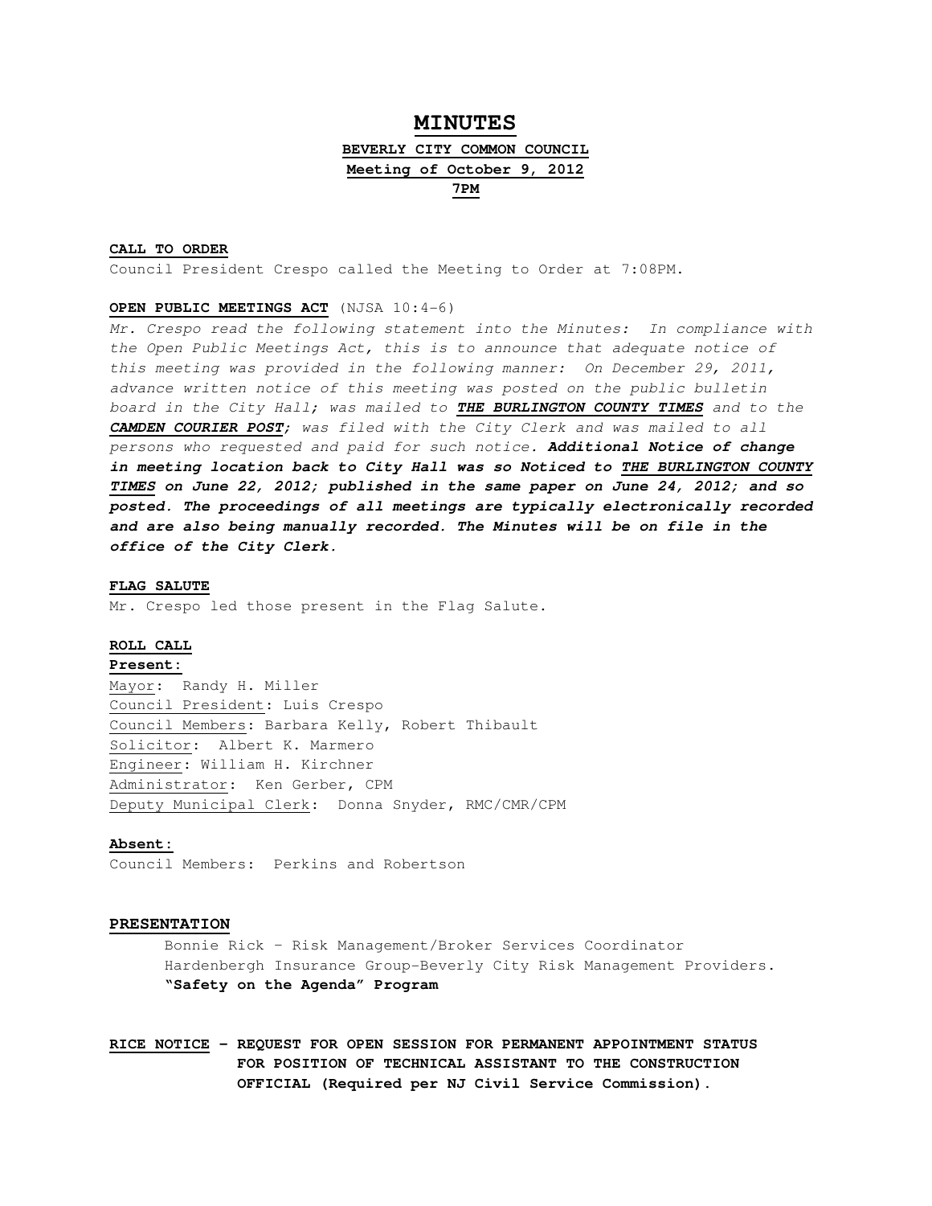# MINUTES

**BEVERLY CITY COMMON COUNCIL**

**Meeting of October 9, 2012**

**7PM**

**CALL TO ORDER**

Council President Crespo called the Meeting to Order at 7:08PM.

**OPEN PUBLIC MEETINGS ACT** (NJSA 10:4-6)

*Mr. Crespo read the following statement into the Minutes: In compliance with the Open Public Meetings Act, this is to announce that adequate notice of this meeting was provided in the following manner: On December 29, 2011, advance written notice of this meeting was posted on the public bulletin board in the City Hall; was mailed to* ***THE BURLINGTON COUNTY TIMES*** *and to the* ***CAMDEN COURIER POST****; was filed with the City Clerk and was mailed to all persons who requested and paid for such notice.* ***Additional Notice of change in meeting location back to City Hall was so Noticed to THE BURLINGTON COUNTY TIMES on June 22, 2012; published in the same paper on June 24, 2012; and so posted. The proceedings of all meetings are typically electronically recorded and are also being manually recorded. The Minutes will be on file in the office of the City Clerk.***

**FLAG SALUTE**

Mr. Crespo led those present in the Flag Salute.

**ROLL CALL**

**Present:**

Mayor: Randy H. Miller
Council President: Luis Crespo
Council Members: Barbara Kelly, Robert Thibault
Solicitor: Albert K. Marmero
Engineer: William H. Kirchner
Administrator: Ken Gerber, CPM
Deputy Municipal Clerk: Donna Snyder, RMC/CMR/CPM

**Absent:**

Council Members: Perkins and Robertson

**PRESENTATION**

Bonnie Rick – Risk Management/Broker Services Coordinator
Hardenbergh Insurance Group-Beverly City Risk Management Providers.
**"Safety on the Agenda" Program**

**RICE NOTICE – REQUEST FOR OPEN SESSION FOR PERMANENT APPOINTMENT STATUS FOR POSITION OF TECHNICAL ASSISTANT TO THE CONSTRUCTION OFFICIAL (Required per NJ Civil Service Commission).**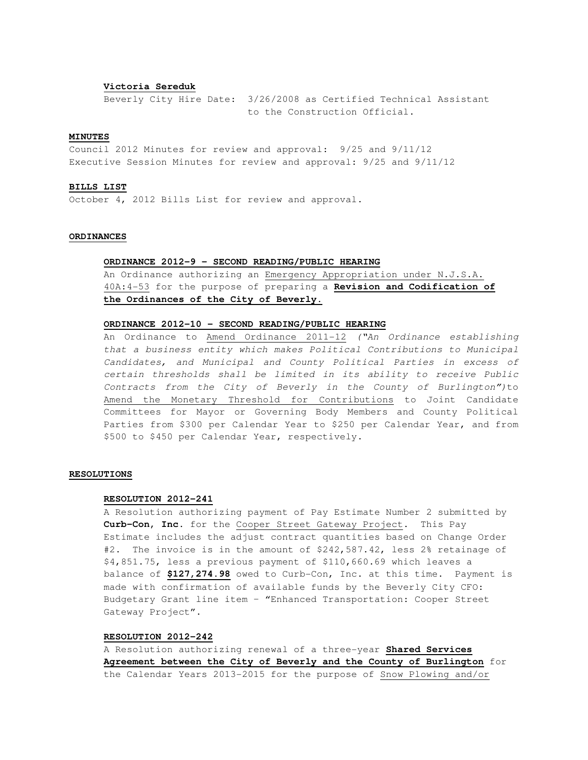**Victoria Sereduk**

Beverly City Hire Date: 3/26/2008 as Certified Technical Assistant to the Construction Official.

**MINUTES**

Council 2012 Minutes for review and approval: 9/25 and 9/11/12
Executive Session Minutes for review and approval: 9/25 and 9/11/12

**BILLS LIST**

October 4, 2012 Bills List for review and approval.

**ORDINANCES**

**ORDINANCE 2012-9 – SECOND READING/PUBLIC HEARING**

An Ordinance authorizing an Emergency Appropriation under N.J.S.A. 40A:4-53 for the purpose of preparing a **Revision and Codification of the Ordinances of the City of Beverly.**

**ORDINANCE 2012-10 – SECOND READING/PUBLIC HEARING**

An Ordinance to Amend Ordinance 2011-12 *("An Ordinance establishing that a business entity which makes Political Contributions to Municipal Candidates, and Municipal and County Political Parties in excess of certain thresholds shall be limited in its ability to receive Public Contracts from the City of Beverly in the County of Burlington")* to Amend the Monetary Threshold for Contributions to Joint Candidate Committees for Mayor or Governing Body Members and County Political Parties from $300 per Calendar Year to $250 per Calendar Year, and from $500 to $450 per Calendar Year, respectively.

**RESOLUTIONS**

**RESOLUTION 2012-241**

A Resolution authorizing payment of Pay Estimate Number 2 submitted by **Curb-Con, Inc.** for the Cooper Street Gateway Project. This Pay Estimate includes the adjust contract quantities based on Change Order #2. The invoice is in the amount of $242,587.42, less 2% retainage of $4,851.75, less a previous payment of $110,660.69 which leaves a balance of **$127,274.98** owed to Curb-Con, Inc. at this time. Payment is made with confirmation of available funds by the Beverly City CFO: Budgetary Grant line item – "Enhanced Transportation: Cooper Street Gateway Project".

**RESOLUTION 2012-242**

A Resolution authorizing renewal of a three-year **Shared Services Agreement between the City of Beverly and the County of Burlington** for the Calendar Years 2013-2015 for the purpose of Snow Plowing and/or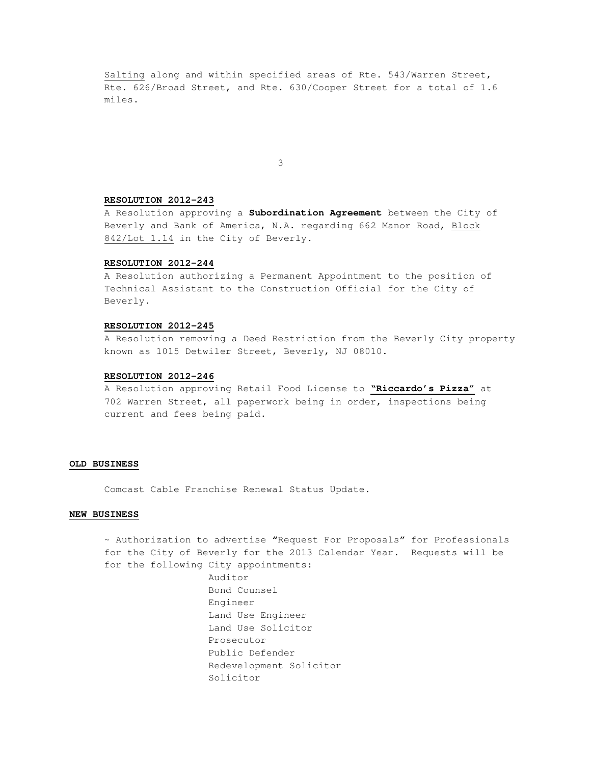Salting along and within specified areas of Rte. 543/Warren Street, Rte. 626/Broad Street, and Rte. 630/Cooper Street for a total of 1.6 miles.

**RESOLUTION 2012-243**

A Resolution approving a **Subordination Agreement** between the City of Beverly and Bank of America, N.A. regarding 662 Manor Road, Block 842/Lot 1.14 in the City of Beverly.

**RESOLUTION 2012-244**

A Resolution authorizing a Permanent Appointment to the position of Technical Assistant to the Construction Official for the City of Beverly.

**RESOLUTION 2012-245**

A Resolution removing a Deed Restriction from the Beverly City property known as 1015 Detwiler Street, Beverly, NJ 08010.

**RESOLUTION 2012-246**

A Resolution approving Retail Food License to **"Riccardo's Pizza"** at 702 Warren Street, all paperwork being in order, inspections being current and fees being paid.

**OLD BUSINESS**

Comcast Cable Franchise Renewal Status Update.

**NEW BUSINESS**

~ Authorization to advertise "Request For Proposals" for Professionals for the City of Beverly for the 2013 Calendar Year. Requests will be for the following City appointments:

- Auditor
- Bond Counsel
- Engineer
- Land Use Engineer
- Land Use Solicitor
- Prosecutor
- Public Defender
- Redevelopment Solicitor
- Solicitor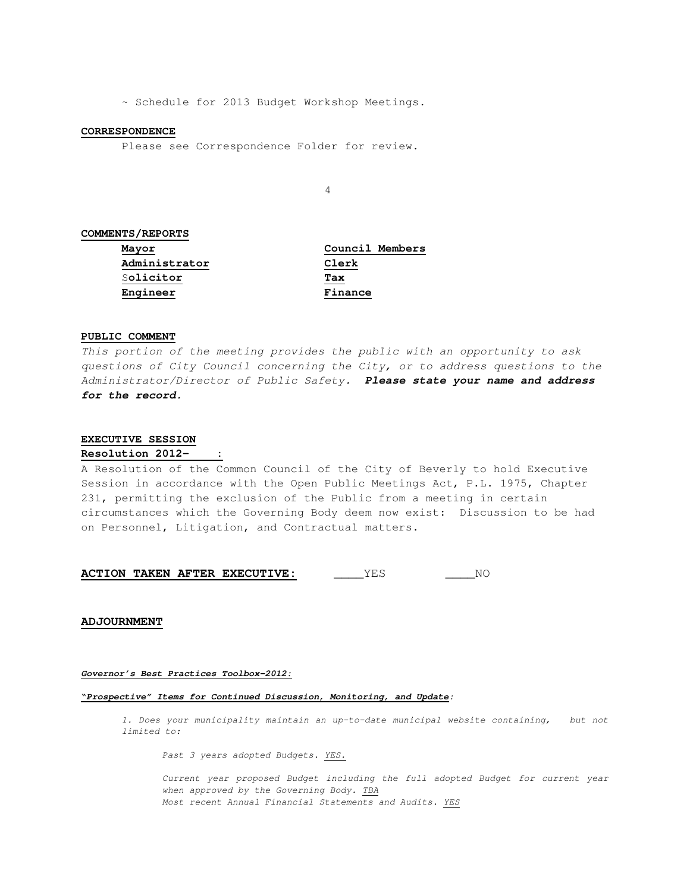~ Schedule for 2013 Budget Workshop Meetings.

**CORRESPONDENCE**

Please see Correspondence Folder for review.

**COMMENTS/REPORTS**

**Mayor** | **Council Members**
**Administrator** | **Clerk**
**Solicitor** | **Tax**
**Engineer** | **Finance**

**PUBLIC COMMENT**

*This portion of the meeting provides the public with an opportunity to ask questions of City Council concerning the City, or to address questions to the Administrator/Director of Public Safety.* ***Please state your name and address for the record.***

**EXECUTIVE SESSION**

**Resolution 2012- :**

A Resolution of the Common Council of the City of Beverly to hold Executive Session in accordance with the Open Public Meetings Act, P.L. 1975, Chapter 231, permitting the exclusion of the Public from a meeting in certain circumstances which the Governing Body deem now exist: Discussion to be had on Personnel, Litigation, and Contractual matters.

**ACTION TAKEN AFTER EXECUTIVE:** ____YES ____NO

**ADJOURNMENT**

***Governor's Best Practices Toolbox-2012:***

***"Prospective" Items for Continued Discussion, Monitoring, and Update:***

*1. Does your municipality maintain an up-to-date municipal website containing, but not limited to:*

*Past 3 years adopted Budgets. YES.*

*Current year proposed Budget including the full adopted Budget for current year when approved by the Governing Body. TBA*

*Most recent Annual Financial Statements and Audits. YES*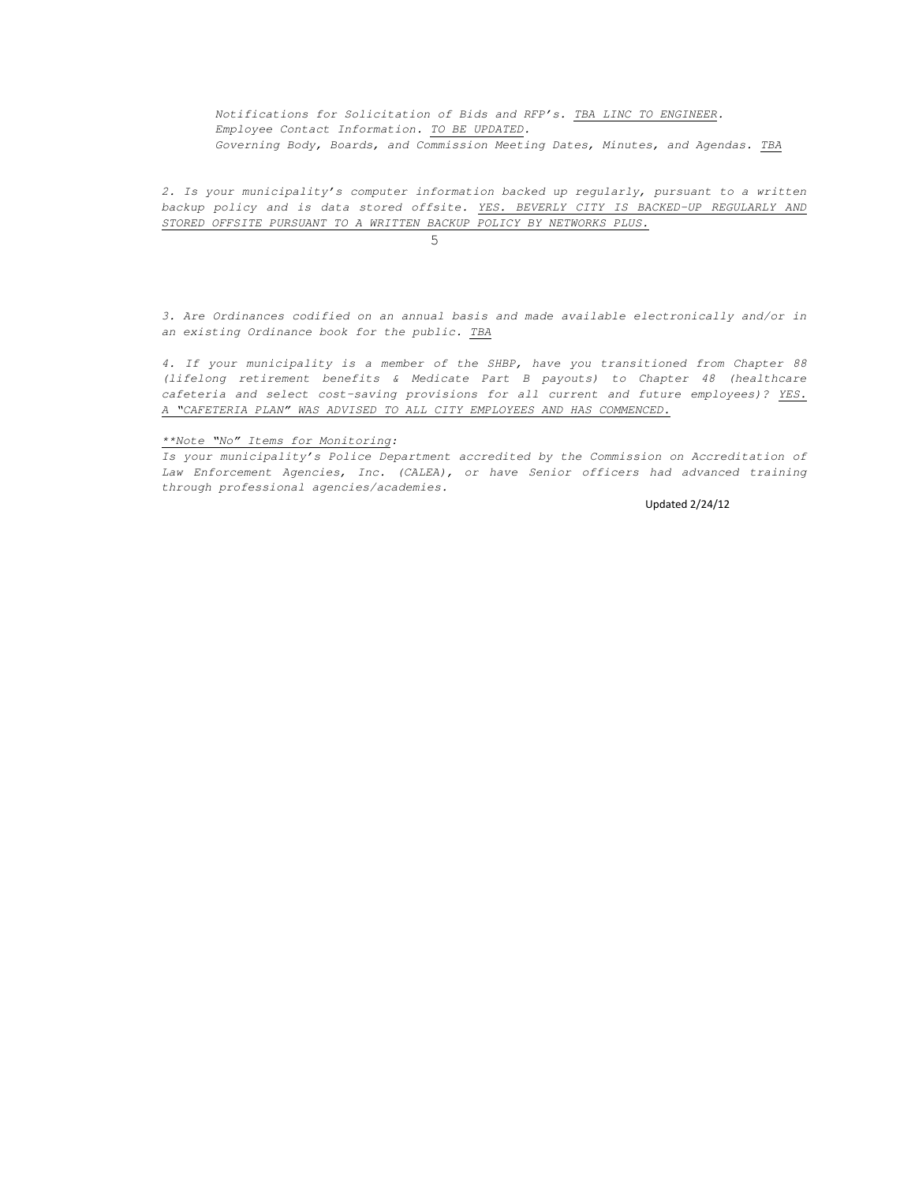*Notifications for Solicitation of Bids and RFP's. TBA LINC TO ENGINEER.*
*Employee Contact Information. TO BE UPDATED.*
*Governing Body, Boards, and Commission Meeting Dates, Minutes, and Agendas. TBA*

*2. Is your municipality's computer information backed up regularly, pursuant to a written backup policy and is data stored offsite. YES. BEVERLY CITY IS BACKED-UP REGULARLY AND STORED OFFSITE PURSUANT TO A WRITTEN BACKUP POLICY BY NETWORKS PLUS.*

*3. Are Ordinances codified on an annual basis and made available electronically and/or in an existing Ordinance book for the public. TBA*

*4. If your municipality is a member of the SHBP, have you transitioned from Chapter 88 (lifelong retirement benefits & Medicate Part B payouts) to Chapter 48 (healthcare cafeteria and select cost-saving provisions for all current and future employees)? YES. A "CAFETERIA PLAN" WAS ADVISED TO ALL CITY EMPLOYEES AND HAS COMMENCED.*

*\*\*Note "No" Items for Monitoring:*
*Is your municipality's Police Department accredited by the Commission on Accreditation of Law Enforcement Agencies, Inc. (CALEA), or have Senior officers had advanced training through professional agencies/academies.*

Updated 2/24/12